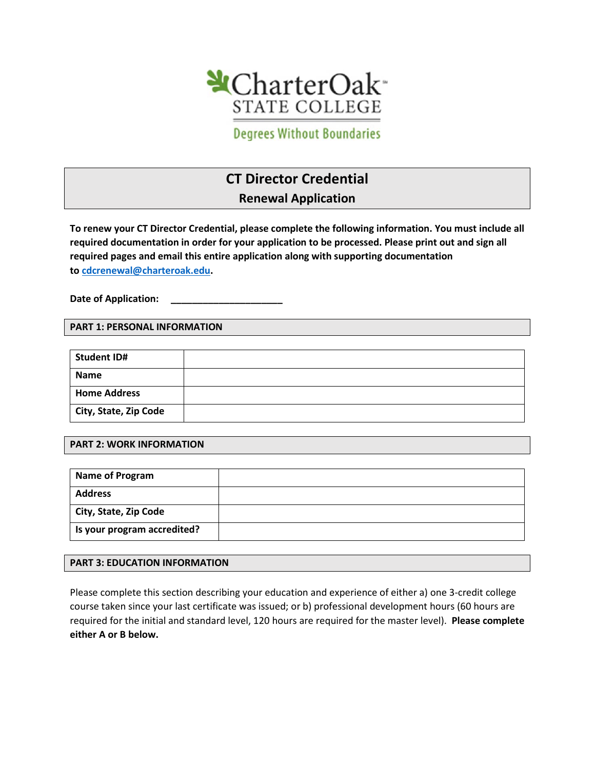CharterOak STATE COLLEGE

Degrees Without Boundaries

# CT Director Credential

## Renewal Application

**To renew your CT Director Credential, please complete the following information. You must include all required documentation in order for your application to be processed. Please print out and sign all required pages and email this entire application along with supporting documentation to cdcrenewal@charteroak.edu.**

**Date of Application:** ______________________

### PART 1: PERSONAL INFORMATION

| Student ID# | |
|---|---|
| **Name** | |
| **Home Address** | |
| **City, State, Zip Code** | |

### PART 2: WORK INFORMATION

| Name of Program | |
|---|---|
| **Address** | |
| **City, State, Zip Code** | |
| **Is your program accredited?** | |

### PART 3: EDUCATION INFORMATION

Please complete this section describing your education and experience of either a) one 3-credit college course taken since your last certificate was issued; or b) professional development hours (60 hours are required for the initial and standard level, 120 hours are required for the master level). **Please complete either A or B below.**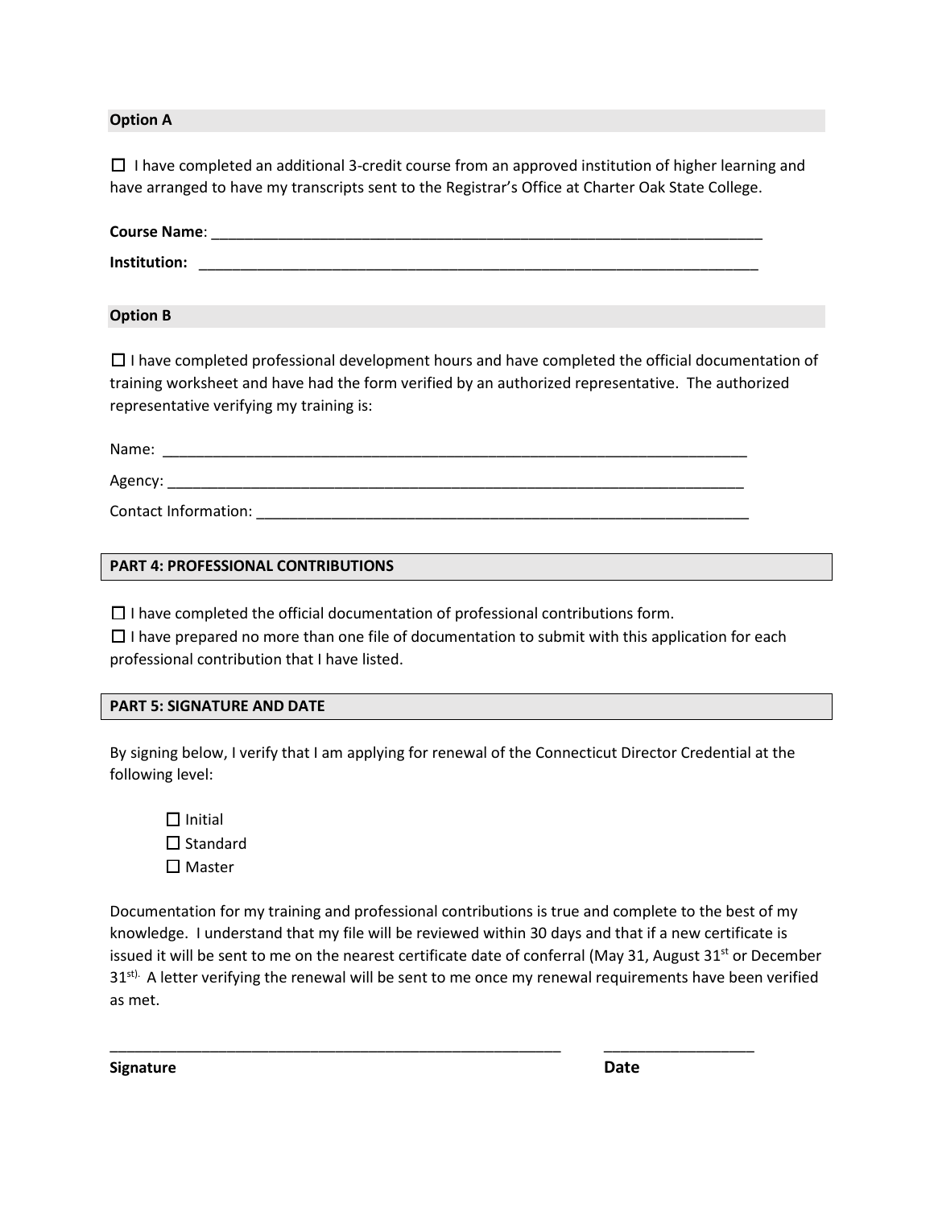**Option A**

☐ I have completed an additional 3-credit course from an approved institution of higher learning and have arranged to have my transcripts sent to the Registrar's Office at Charter Oak State College.

**Course Name**: ______________________________________________________________________

**Institution:** ______________________________________________________________________

**Option B**

☐ I have completed professional development hours and have completed the official documentation of training worksheet and have had the form verified by an authorized representative. The authorized representative verifying my training is:

Name: ________________________________________________________________________

Agency: ______________________________________________________________________

Contact Information: ____________________________________________________________

## PART 4: PROFESSIONAL CONTRIBUTIONS

☐ I have completed the official documentation of professional contributions form.

☐ I have prepared no more than one file of documentation to submit with this application for each professional contribution that I have listed.

## PART 5: SIGNATURE AND DATE

By signing below, I verify that I am applying for renewal of the Connecticut Director Credential at the following level:

☐ Initial
☐ Standard
☐ Master

Documentation for my training and professional contributions is true and complete to the best of my knowledge. I understand that my file will be reviewed within 30 days and that if a new certificate is issued it will be sent to me on the nearest certificate date of conferral (May 31, August 31st or December 31st). A letter verifying the renewal will be sent to me once my renewal requirements have been verified as met.

_________________________________________________________ __________________

**Signature** **Date**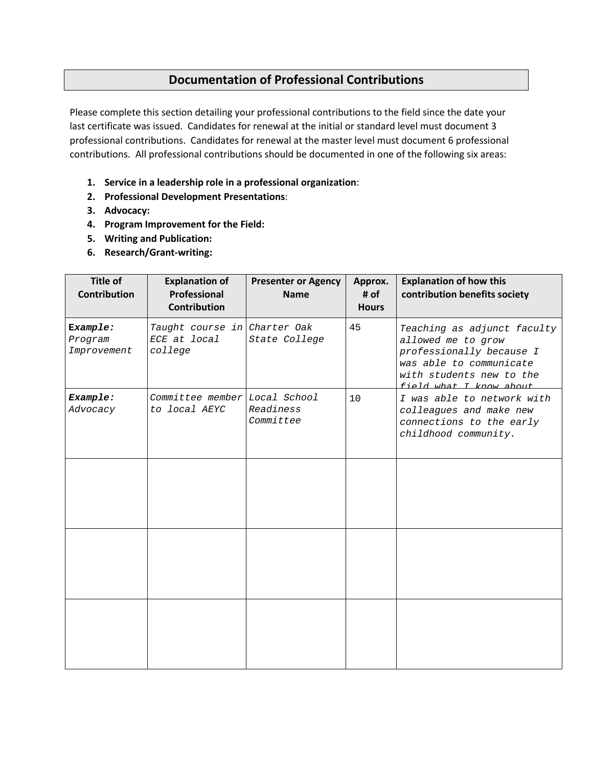## Documentation of Professional Contributions

Please complete this section detailing your professional contributions to the field since the date your last certificate was issued. Candidates for renewal at the initial or standard level must document 3 professional contributions. Candidates for renewal at the master level must document 6 professional contributions. All professional contributions should be documented in one of the following six areas:

1. **Service in a leadership role in a professional organization**:
2. **Professional Development Presentations**:
3. **Advocacy:**
4. **Program Improvement for the Field:**
5. **Writing and Publication:**
6. **Research/Grant-writing:**

| Title of Contribution | Explanation of Professional Contribution | Presenter or Agency Name | Approx. # of Hours | Explanation of how this contribution benefits society |
|---|---|---|---|---|
| ***Example:*** *Program Improvement* | *Taught course in ECE at local college* | *Charter Oak State College* | 45 | *Teaching as adjunct faculty allowed me to grow professionally because I was able to communicate with students new to the field what I know about* |
| ***Example:*** *Advocacy* | *Committee member to local AEYC* | *Local School Readiness Committee* | 10 | *I was able to network with colleagues and make new connections to the early childhood community.* |
| | | | | |
| | | | | |
| | | | | |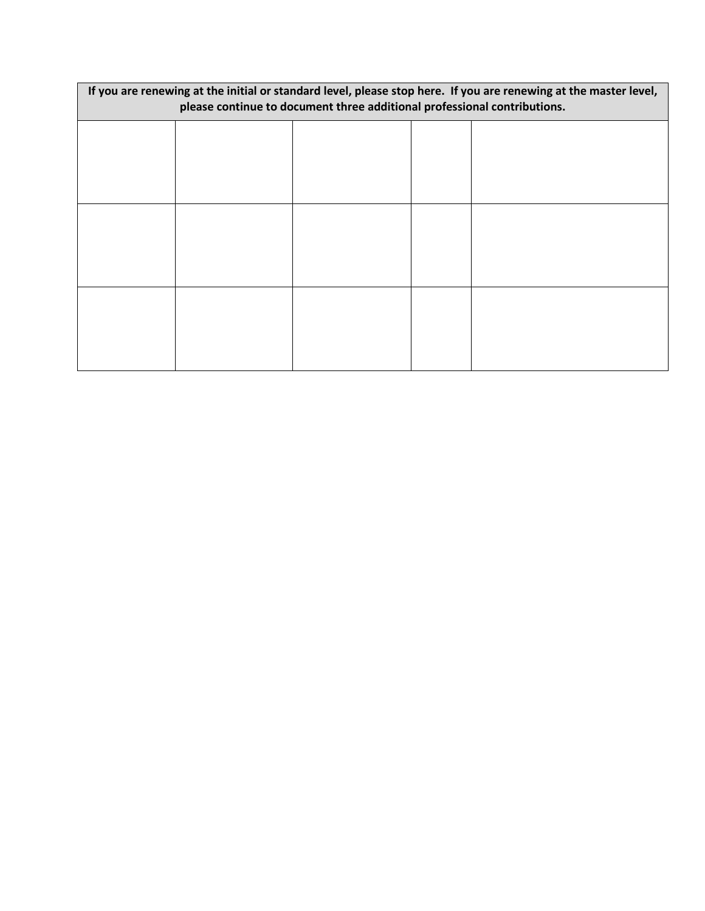| If you are renewing at the initial or standard level, please stop here. If you are renewing at the master level, please continue to document three additional professional contributions. | | | | |
|---|---|---|---|---|
| | | | | |
| | | | | |
| | | | | |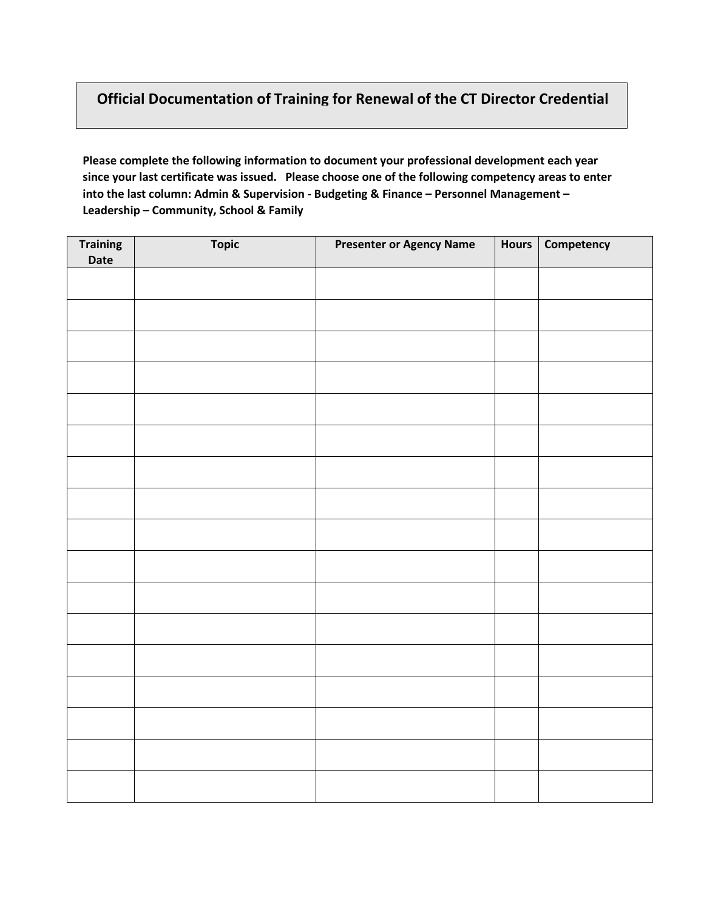## Official Documentation of Training for Renewal of the CT Director Credential

**Please complete the following information to document your professional development each year since your last certificate was issued. Please choose one of the following competency areas to enter into the last column: Admin & Supervision - Budgeting & Finance – Personnel Management – Leadership – Community, School & Family**

| Training Date | Topic | Presenter or Agency Name | Hours | Competency |
|---|---|---|---|---|
| | | | | |
| | | | | |
| | | | | |
| | | | | |
| | | | | |
| | | | | |
| | | | | |
| | | | | |
| | | | | |
| | | | | |
| | | | | |
| | | | | |
| | | | | |
| | | | | |
| | | | | |
| | | | | |
| | | | | |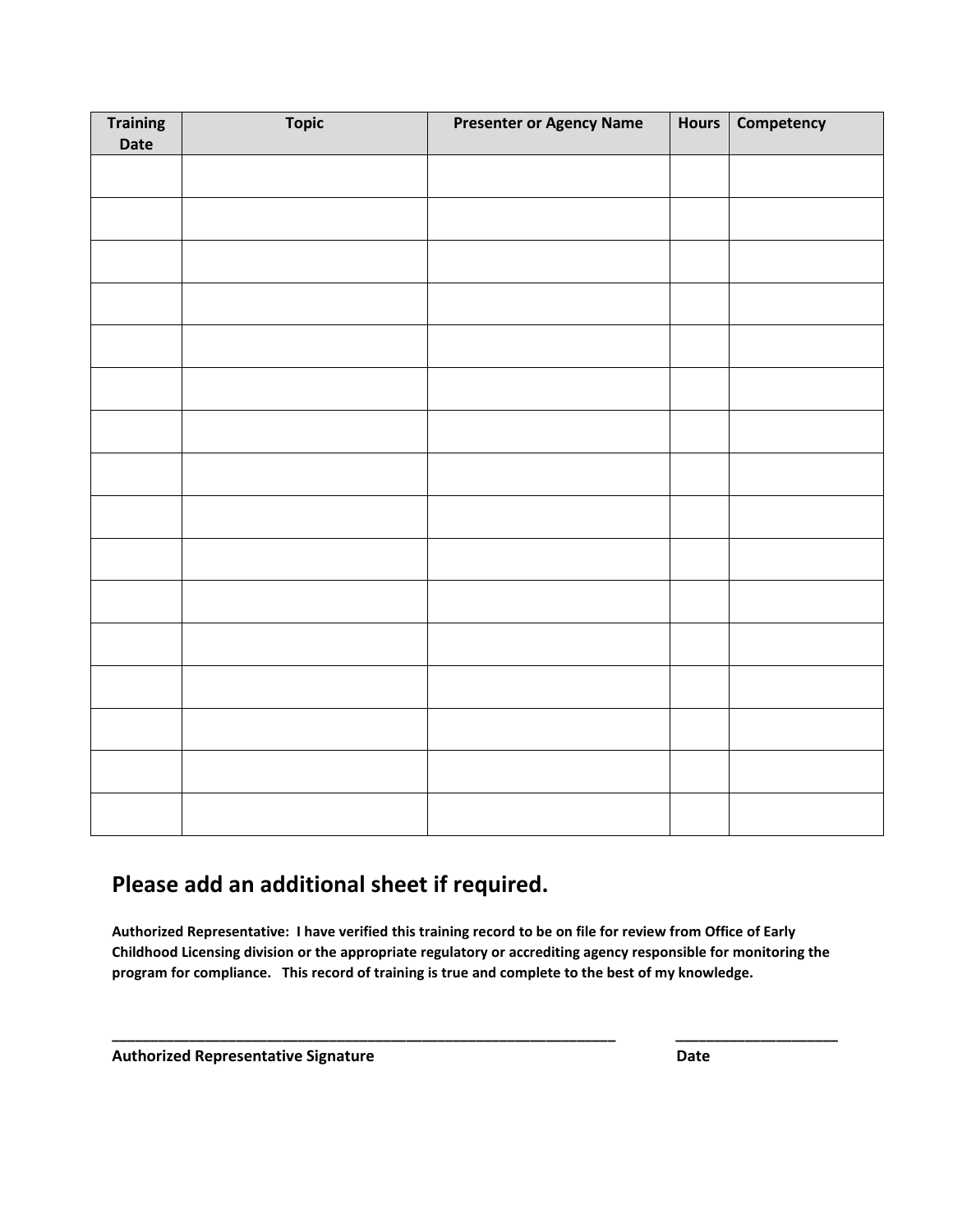| Training Date | Topic | Presenter or Agency Name | Hours | Competency |
|---|---|---|---|---|
| | | | | |
| | | | | |
| | | | | |
| | | | | |
| | | | | |
| | | | | |
| | | | | |
| | | | | |
| | | | | |
| | | | | |
| | | | | |
| | | | | |
| | | | | |
| | | | | |
| | | | | |
| | | | | |

## Please add an additional sheet if required.

**Authorized Representative: I have verified this training record to be on file for review from Office of Early Childhood Licensing division or the appropriate regulatory or accrediting agency responsible for monitoring the program for compliance. This record of training is true and complete to the best of my knowledge.**

\_\_\_\_\_\_\_\_\_\_\_\_\_\_\_\_\_\_\_\_\_\_\_\_\_\_\_\_\_\_\_\_\_\_\_\_\_\_\_\_\_\_\_\_\_\_\_\_\_\_\_\_\_\_\_\_\_\_\_\_ \_\_\_\_\_\_\_\_\_\_\_\_\_\_\_\_\_\_\_\_
**Authorized Representative Signature** **Date**